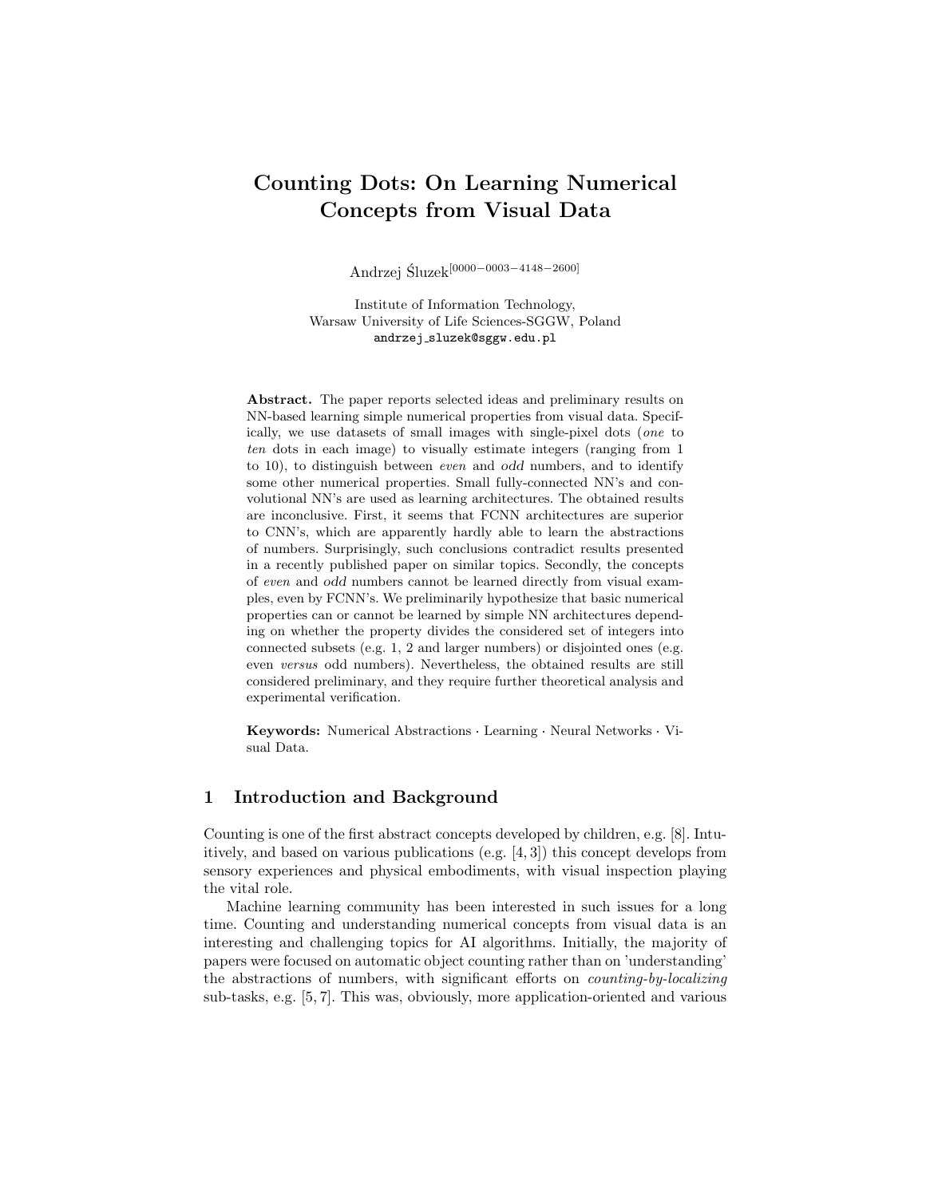# Counting Dots: On Learning Numerical Concepts from Visual Data

Andrzej Śluzek[0000−0003−4148−2600]

Institute of Information Technology,
Warsaw University of Life Sciences-SGGW, Poland
`andrzej_sluzek@sggw.edu.pl`

**Abstract.** The paper reports selected ideas and preliminary results on NN-based learning simple numerical properties from visual data. Specifically, we use datasets of small images with single-pixel dots (*one* to *ten* dots in each image) to visually estimate integers (ranging from 1 to 10), to distinguish between *even* and *odd* numbers, and to identify some other numerical properties. Small fully-connected NN's and convolutional NN's are used as learning architectures. The obtained results are inconclusive. First, it seems that FCNN architectures are superior to CNN's, which are apparently hardly able to learn the abstractions of numbers. Surprisingly, such conclusions contradict results presented in a recently published paper on similar topics. Secondly, the concepts of *even* and *odd* numbers cannot be learned directly from visual examples, even by FCNN's. We preliminarily hypothesize that basic numerical properties can or cannot be learned by simple NN architectures depending on whether the property divides the considered set of integers into connected subsets (e.g. 1, 2 and larger numbers) or disjointed ones (e.g. even *versus* odd numbers). Nevertheless, the obtained results are still considered preliminary, and they require further theoretical analysis and experimental verification.

**Keywords:** Numerical Abstractions · Learning · Neural Networks · Visual Data.

## 1 Introduction and Background

Counting is one of the first abstract concepts developed by children, e.g. [8]. Intuitively, and based on various publications (e.g. [4, 3]) this concept develops from sensory experiences and physical embodiments, with visual inspection playing the vital role.

Machine learning community has been interested in such issues for a long time. Counting and understanding numerical concepts from visual data is an interesting and challenging topics for AI algorithms. Initially, the majority of papers were focused on automatic object counting rather than on 'understanding' the abstractions of numbers, with significant efforts on *counting-by-localizing* sub-tasks, e.g. [5, 7]. This was, obviously, more application-oriented and various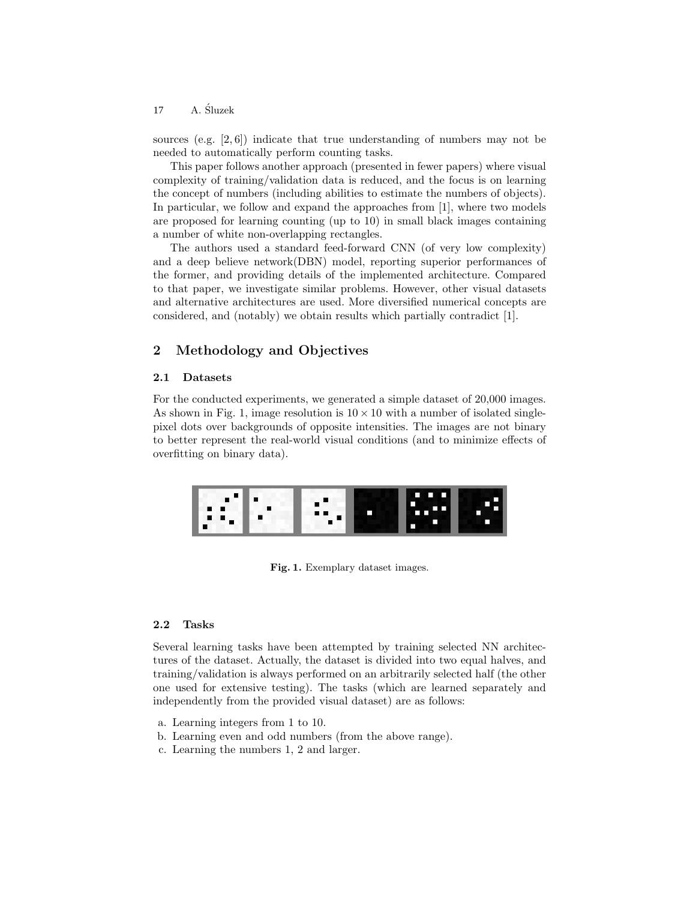sources (e.g. [2,6]) indicate that true understanding of numbers may not be needed to automatically perform counting tasks.

This paper follows another approach (presented in fewer papers) where visual complexity of training/validation data is reduced, and the focus is on learning the concept of numbers (including abilities to estimate the numbers of objects). In particular, we follow and expand the approaches from [1], where two models are proposed for learning counting (up to 10) in small black images containing a number of white non-overlapping rectangles.

The authors used a standard feed-forward CNN (of very low complexity) and a deep believe network(DBN) model, reporting superior performances of the former, and providing details of the implemented architecture. Compared to that paper, we investigate similar problems. However, other visual datasets and alternative architectures are used. More diversified numerical concepts are considered, and (notably) we obtain results which partially contradict [1].

## 2 Methodology and Objectives

### 2.1 Datasets

For the conducted experiments, we generated a simple dataset of 20,000 images. As shown in Fig. 1, image resolution is $10 \times 10$ with a number of isolated single-pixel dots over backgrounds of opposite intensities. The images are not binary to better represent the real-world visual conditions (and to minimize effects of overfitting on binary data).

**Fig. 1.** Exemplary dataset images.

### 2.2 Tasks

Several learning tasks have been attempted by training selected NN architectures of the dataset. Actually, the dataset is divided into two equal halves, and training/validation is always performed on an arbitrarily selected half (the other one used for extensive testing). The tasks (which are learned separately and independently from the provided visual dataset) are as follows:

a. Learning integers from 1 to 10.
b. Learning even and odd numbers (from the above range).
c. Learning the numbers 1, 2 and larger.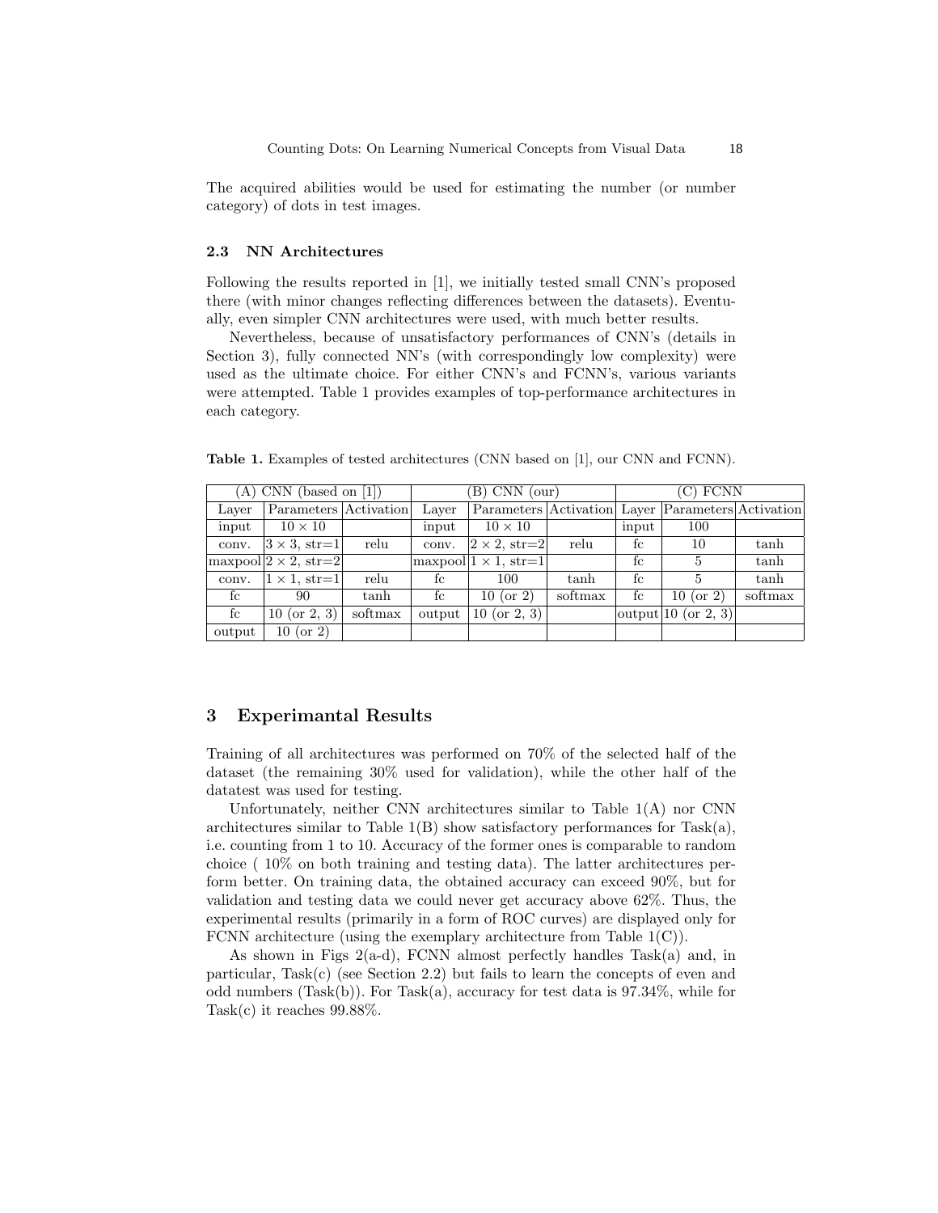The acquired abilities would be used for estimating the number (or number category) of dots in test images.

### 2.3 NN Architectures

Following the results reported in [1], we initially tested small CNN's proposed there (with minor changes reflecting differences between the datasets). Eventually, even simpler CNN architectures were used, with much better results.

Nevertheless, because of unsatisfactory performances of CNN's (details in Section 3), fully connected NN's (with correspondingly low complexity) were used as the ultimate choice. For either CNN's and FCNN's, various variants were attempted. Table 1 provides examples of top-performance architectures in each category.

**Table 1.** Examples of tested architectures (CNN based on [1], our CNN and FCNN).

| (A) CNN (based on [1]) | | | (B) CNN (our) | | | (C) FCNN | | |
|---|---|---|---|---|---|---|---|---|
| Layer | Parameters | Activation | Layer | Parameters | Activation | Layer | Parameters | Activation |
| input | $10 \times 10$ | | input | $10 \times 10$ | | input | 100 | |
| conv. | $3 \times 3$, str=1 | relu | conv. | $2 \times 2$, str=2 | relu | fc | 10 | tanh |
| maxpool | $2 \times 2$, str=2 | | maxpool | $1 \times 1$, str=1 | | fc | 5 | tanh |
| conv. | $1 \times 1$, str=1 | relu | fc | 100 | tanh | fc | 5 | tanh |
| fc | 90 | tanh | fc | 10 (or 2) | softmax | fc | 10 (or 2) | softmax |
| fc | 10 (or 2, 3) | softmax | output | 10 (or 2, 3) | | output | 10 (or 2, 3) | |
| output | 10 (or 2) | | | | | | | |

## 3 Experimantal Results

Training of all architectures was performed on 70% of the selected half of the dataset (the remaining 30% used for validation), while the other half of the datatest was used for testing.

Unfortunately, neither CNN architectures similar to Table 1(A) nor CNN architectures similar to Table 1(B) show satisfactory performances for Task(a), i.e. counting from 1 to 10. Accuracy of the former ones is comparable to random choice ( 10% on both training and testing data). The latter architectures perform better. On training data, the obtained accuracy can exceed 90%, but for validation and testing data we could never get accuracy above 62%. Thus, the experimental results (primarily in a form of ROC curves) are displayed only for FCNN architecture (using the exemplary architecture from Table 1(C)).

As shown in Figs 2(a-d), FCNN almost perfectly handles Task(a) and, in particular, Task(c) (see Section 2.2) but fails to learn the concepts of even and odd numbers (Task(b)). For Task(a), accuracy for test data is 97.34%, while for Task(c) it reaches 99.88%.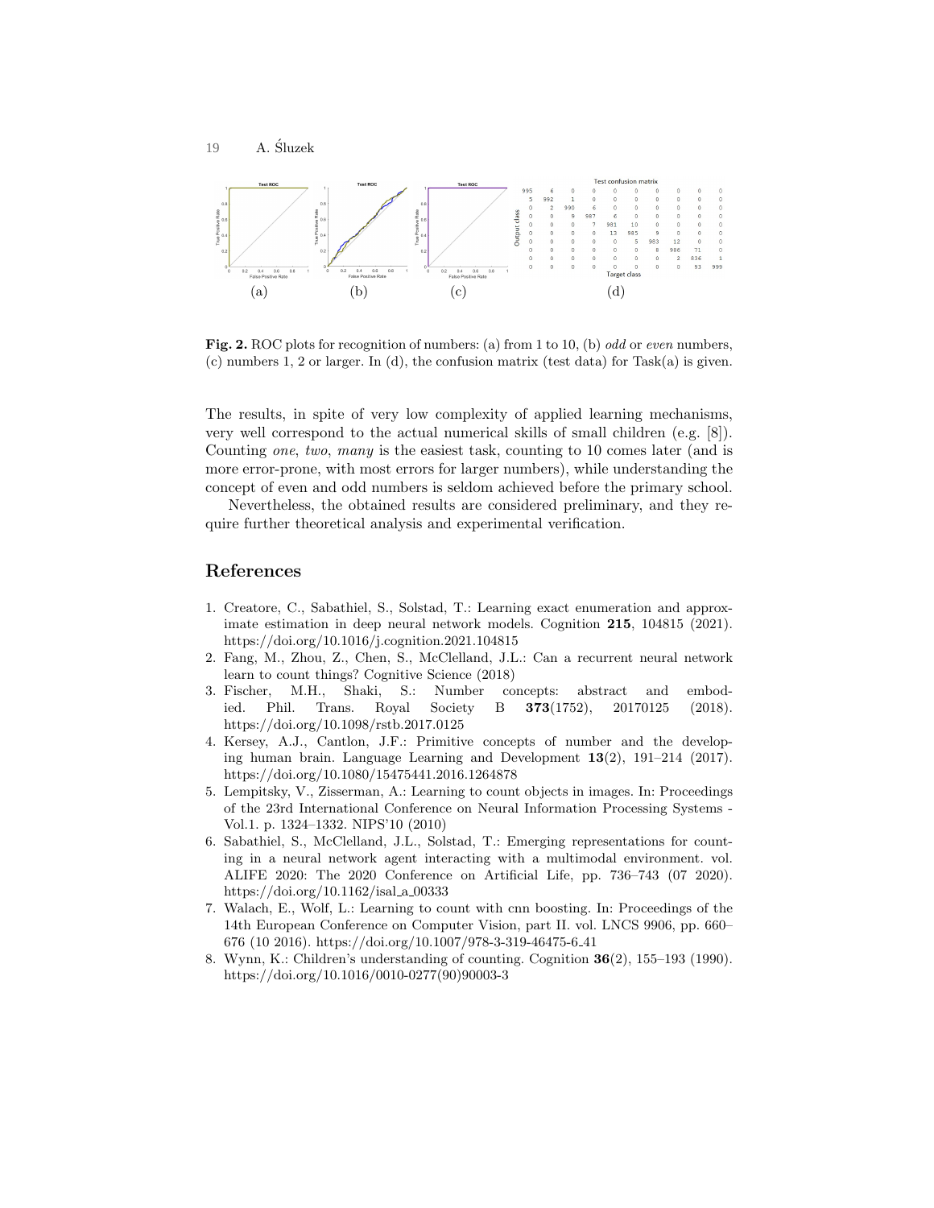Test ROC

True Positive Rate

False Positive Rate

(a)

Test ROC

True Positive Rate

False Positive Rate

(b)

Test ROC

True Positive Rate

False Positive Rate

(c)

Test confusion matrix

| | | | | | | | | | |
|---|---|---|---|---|---|---|---|---|---|
| 995 | 6 | 0 | 0 | 0 | 0 | 0 | 0 | 0 | 0 |
| 5 | 992 | 1 | 0 | 0 | 0 | 0 | 0 | 0 | 0 |
| 0 | 2 | 990 | 6 | 0 | 0 | 0 | 0 | 0 | 0 |
| 0 | 0 | 9 | 987 | 6 | 0 | 0 | 0 | 0 | 0 |
| 0 | 0 | 0 | 7 | 981 | 10 | 0 | 0 | 0 | 0 |
| 0 | 0 | 0 | 0 | 13 | 985 | 9 | 0 | 0 | 0 |
| 0 | 0 | 0 | 0 | 0 | 5 | 983 | 12 | 0 | 0 |
| 0 | 0 | 0 | 0 | 0 | 0 | 8 | 986 | 71 | 0 |
| 0 | 0 | 0 | 0 | 0 | 0 | 0 | 2 | 836 | 1 |
| 0 | 0 | 0 | 0 | 0 | 0 | 0 | 0 | 93 | 999 |

Output class

Target class

(d)

**Fig. 2.** ROC plots for recognition of numbers: (a) from 1 to 10, (b) *odd* or *even* numbers, (c) numbers 1, 2 or larger. In (d), the confusion matrix (test data) for Task(a) is given.

The results, in spite of very low complexity of applied learning mechanisms, very well correspond to the actual numerical skills of small children (e.g. [8]). Counting *one*, *two*, *many* is the easiest task, counting to 10 comes later (and is more error-prone, with most errors for larger numbers), while understanding the concept of even and odd numbers is seldom achieved before the primary school.

Nevertheless, the obtained results are considered preliminary, and they require further theoretical analysis and experimental verification.

## References

1. Creatore, C., Sabathiel, S., Solstad, T.: Learning exact enumeration and approximate estimation in deep neural network models. Cognition **215**, 104815 (2021). https://doi.org/10.1016/j.cognition.2021.104815
2. Fang, M., Zhou, Z., Chen, S., McClelland, J.L.: Can a recurrent neural network learn to count things? Cognitive Science (2018)
3. Fischer, M.H., Shaki, S.: Number concepts: abstract and embodied. Phil. Trans. Royal Society B **373**(1752), 20170125 (2018). https://doi.org/10.1098/rstb.2017.0125
4. Kersey, A.J., Cantlon, J.F.: Primitive concepts of number and the developing human brain. Language Learning and Development **13**(2), 191–214 (2017). https://doi.org/10.1080/15475441.2016.1264878
5. Lempitsky, V., Zisserman, A.: Learning to count objects in images. In: Proceedings of the 23rd International Conference on Neural Information Processing Systems - Vol.1. p. 1324–1332. NIPS'10 (2010)
6. Sabathiel, S., McClelland, J.L., Solstad, T.: Emerging representations for counting in a neural network agent interacting with a multimodal environment. vol. ALIFE 2020: The 2020 Conference on Artificial Life, pp. 736–743 (07 2020). https://doi.org/10.1162/isal_a_00333
7. Walach, E., Wolf, L.: Learning to count with cnn boosting. In: Proceedings of the 14th European Conference on Computer Vision, part II. vol. LNCS 9906, pp. 660–676 (10 2016). https://doi.org/10.1007/978-3-319-46475-6_41
8. Wynn, K.: Children's understanding of counting. Cognition **36**(2), 155–193 (1990). https://doi.org/10.1016/0010-0277(90)90003-3